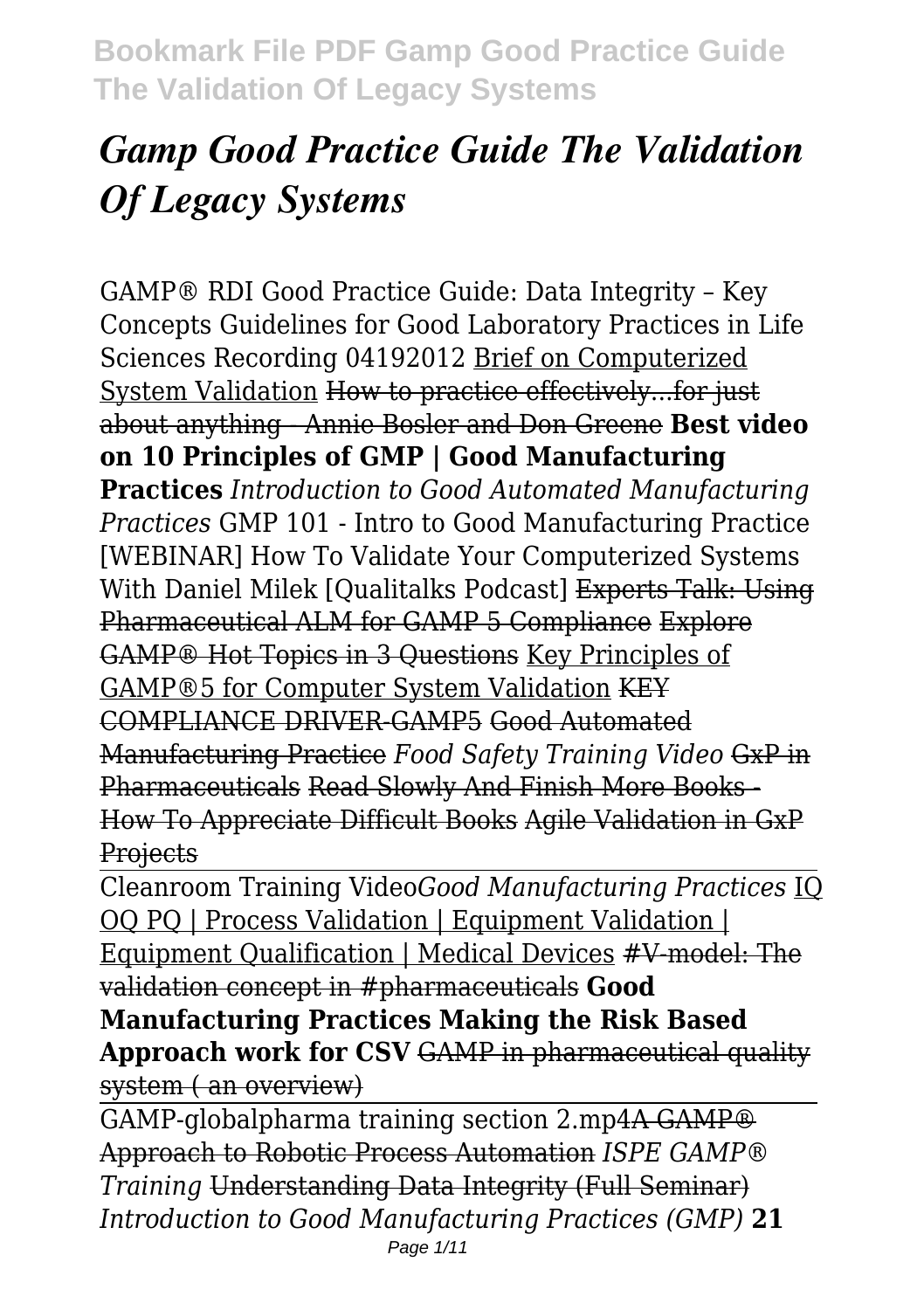# *Gamp Good Practice Guide The Validation Of Legacy Systems*

GAMP® RDI Good Practice Guide: Data Integrity – Key Concepts Guidelines for Good Laboratory Practices in Life Sciences Recording 04192012 Brief on Computerized System Validation How to practice effectively...for just about anything - Annie Bosler and Don Greene **Best video on 10 Principles of GMP | Good Manufacturing Practices** *Introduction to Good Automated Manufacturing Practices* GMP 101 - Intro to Good Manufacturing Practice [WEBINAR] How To Validate Your Computerized Systems With Daniel Milek [Qualitalks Podcast] Experts Talk: Using Pharmaceutical ALM for GAMP 5 Compliance Explore GAMP® Hot Topics in 3 Questions Key Principles of GAMP®5 for Computer System Validation KEY COMPLIANCE DRIVER-GAMP5 Good Automated Manufacturing Practice *Food Safety Training Video* GxP in Pharmaceuticals Read Slowly And Finish More Books - How To Appreciate Difficult Books Agile Validation in GxP Projects

Cleanroom Training Video*Good Manufacturing Practices* IQ OQ PQ | Process Validation | Equipment Validation | Equipment Qualification | Medical Devices #V-model: The validation concept in #pharmaceuticals **Good Manufacturing Practices Making the Risk Based Approach work for CSV** GAMP in pharmaceutical quality system ( an overview)

GAMP-globalpharma training section 2.mp4A GAMP® Approach to Robotic Process Automation *ISPE GAMP® Training* Understanding Data Integrity (Full Seminar) *Introduction to Good Manufacturing Practices (GMP)* **21**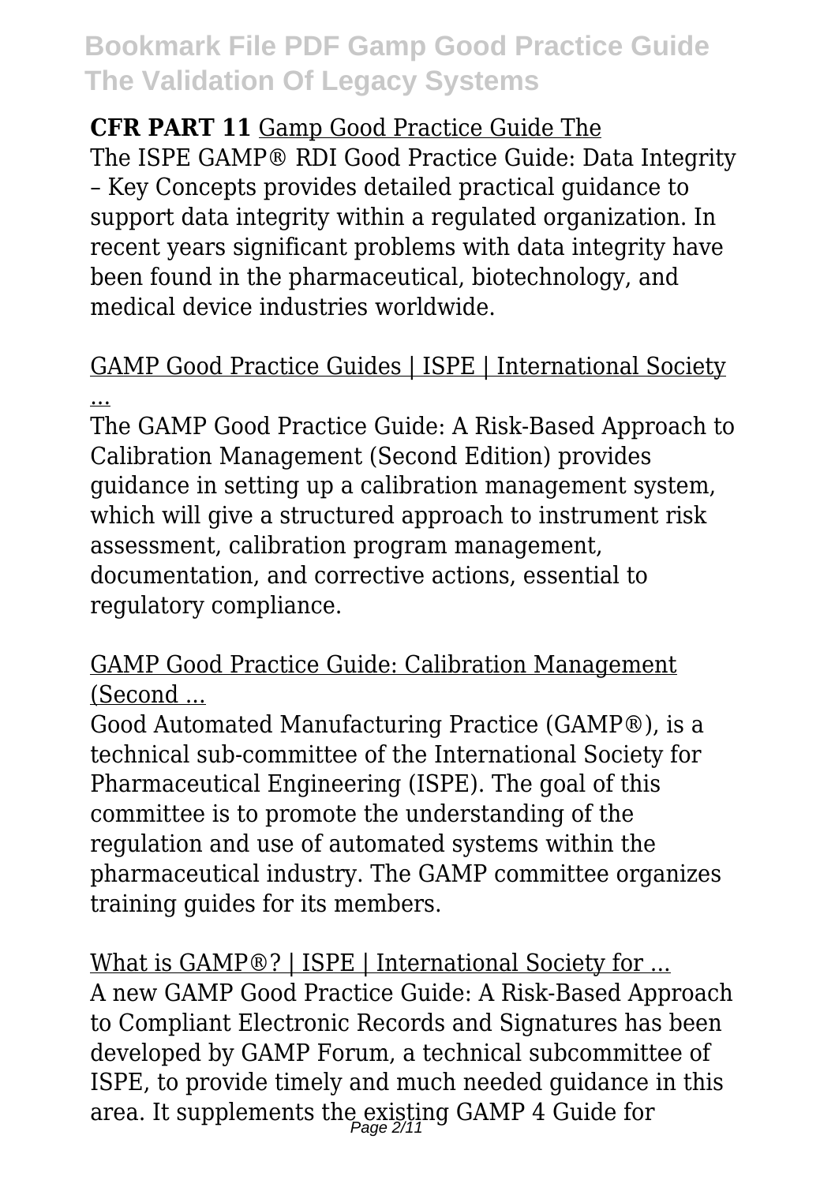**CFR PART 11** Gamp Good Practice Guide The

The ISPE GAMP® RDI Good Practice Guide: Data Integrity – Key Concepts provides detailed practical guidance to support data integrity within a regulated organization. In recent years significant problems with data integrity have been found in the pharmaceutical, biotechnology, and medical device industries worldwide.

GAMP Good Practice Guides | ISPE | International Society ...

The GAMP Good Practice Guide: A Risk-Based Approach to Calibration Management (Second Edition) provides guidance in setting up a calibration management system, which will give a structured approach to instrument risk assessment, calibration program management, documentation, and corrective actions, essential to regulatory compliance.

GAMP Good Practice Guide: Calibration Management (Second ...

Good Automated Manufacturing Practice (GAMP®), is a technical sub-committee of the International Society for Pharmaceutical Engineering (ISPE). The goal of this committee is to promote the understanding of the regulation and use of automated systems within the pharmaceutical industry. The GAMP committee organizes training guides for its members.

What is GAMP®? | ISPE | International Society for ...

A new GAMP Good Practice Guide: A Risk-Based Approach to Compliant Electronic Records and Signatures has been developed by GAMP Forum, a technical subcommittee of ISPE, to provide timely and much needed guidance in this area. It supplements the existing GAMP 4 Guide for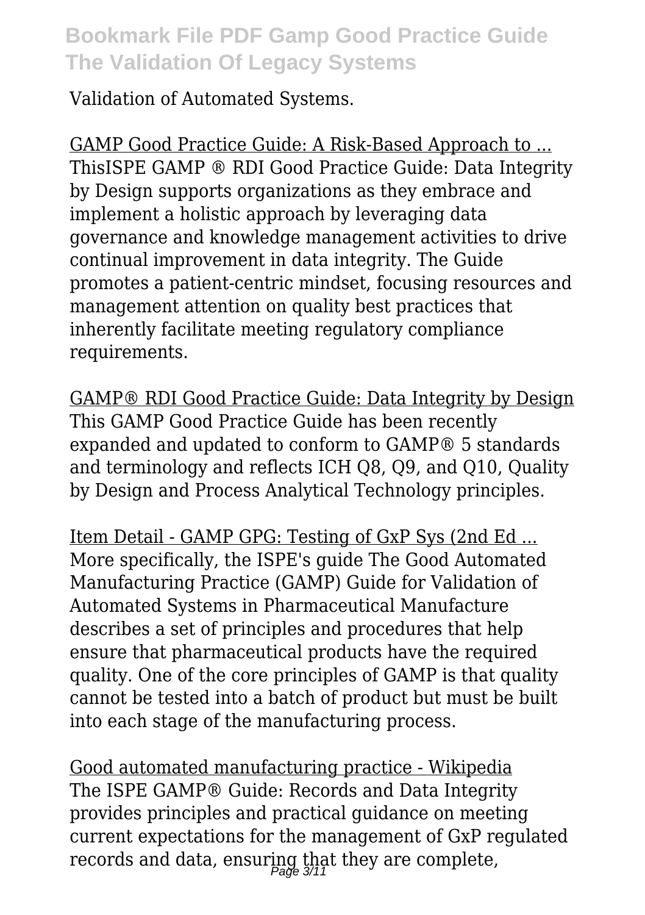Validation of Automated Systems.

GAMP Good Practice Guide: A Risk-Based Approach to ...
ThisISPE GAMP ® RDI Good Practice Guide: Data Integrity by Design supports organizations as they embrace and implement a holistic approach by leveraging data governance and knowledge management activities to drive continual improvement in data integrity. The Guide promotes a patient-centric mindset, focusing resources and management attention on quality best practices that inherently facilitate meeting regulatory compliance requirements.

GAMP® RDI Good Practice Guide: Data Integrity by Design
This GAMP Good Practice Guide has been recently expanded and updated to conform to GAMP® 5 standards and terminology and reflects ICH Q8, Q9, and Q10, Quality by Design and Process Analytical Technology principles.

Item Detail - GAMP GPG: Testing of GxP Sys (2nd Ed ...
More specifically, the ISPE's guide The Good Automated Manufacturing Practice (GAMP) Guide for Validation of Automated Systems in Pharmaceutical Manufacture describes a set of principles and procedures that help ensure that pharmaceutical products have the required quality. One of the core principles of GAMP is that quality cannot be tested into a batch of product but must be built into each stage of the manufacturing process.

Good automated manufacturing practice - Wikipedia
The ISPE GAMP® Guide: Records and Data Integrity provides principles and practical guidance on meeting current expectations for the management of GxP regulated records and data, ensuring that they are complete,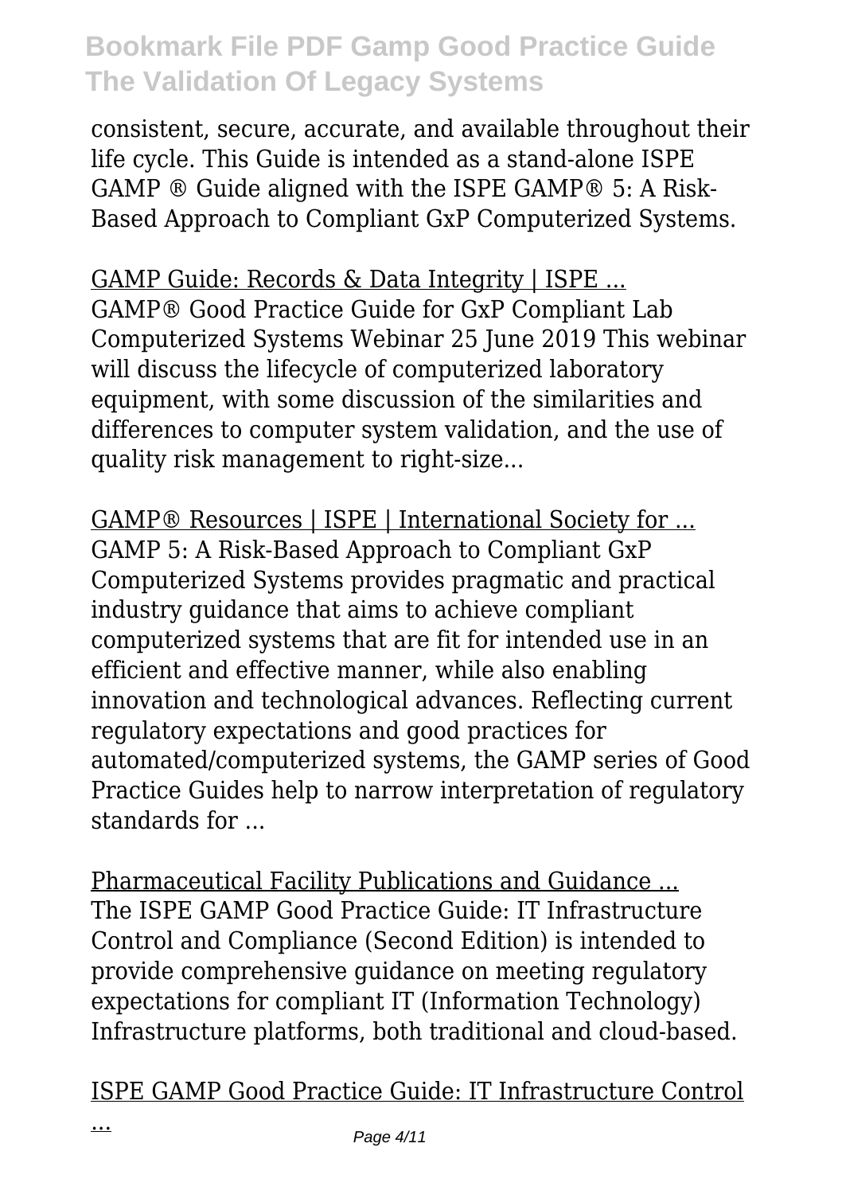consistent, secure, accurate, and available throughout their life cycle. This Guide is intended as a stand-alone ISPE GAMP ® Guide aligned with the ISPE GAMP® 5: A Risk-Based Approach to Compliant GxP Computerized Systems.

GAMP Guide: Records & Data Integrity | ISPE ...
GAMP® Good Practice Guide for GxP Compliant Lab Computerized Systems Webinar 25 June 2019 This webinar will discuss the lifecycle of computerized laboratory equipment, with some discussion of the similarities and differences to computer system validation, and the use of quality risk management to right-size...

GAMP® Resources | ISPE | International Society for ...
GAMP 5: A Risk-Based Approach to Compliant GxP Computerized Systems provides pragmatic and practical industry guidance that aims to achieve compliant computerized systems that are fit for intended use in an efficient and effective manner, while also enabling innovation and technological advances. Reflecting current regulatory expectations and good practices for automated/computerized systems, the GAMP series of Good Practice Guides help to narrow interpretation of regulatory standards for ...

Pharmaceutical Facility Publications and Guidance ...
The ISPE GAMP Good Practice Guide: IT Infrastructure Control and Compliance (Second Edition) is intended to provide comprehensive guidance on meeting regulatory expectations for compliant IT (Information Technology) Infrastructure platforms, both traditional and cloud-based.

ISPE GAMP Good Practice Guide: IT Infrastructure Control ...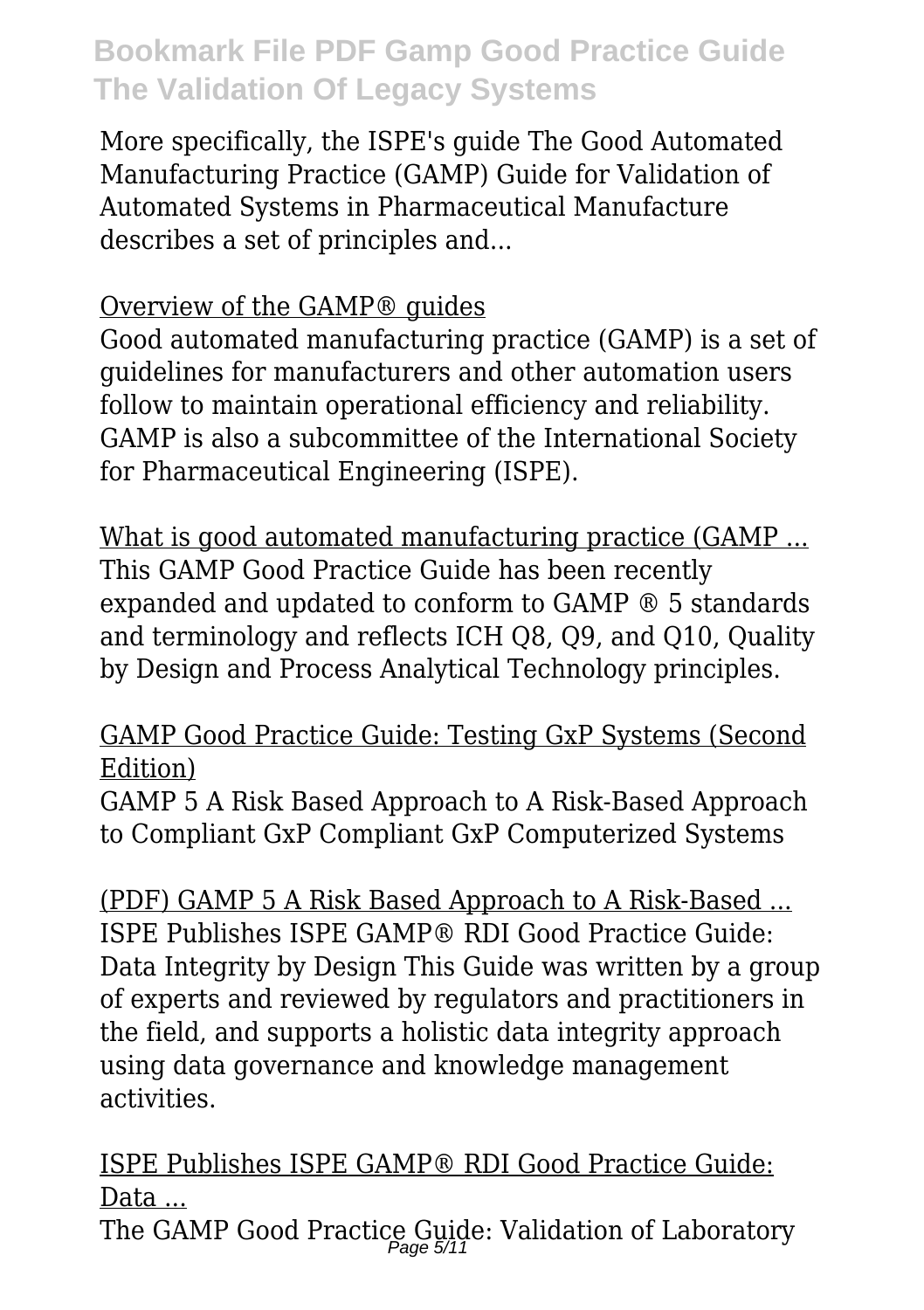More specifically, the ISPE's guide The Good Automated Manufacturing Practice (GAMP) Guide for Validation of Automated Systems in Pharmaceutical Manufacture describes a set of principles and...

Overview of the GAMP® guides

Good automated manufacturing practice (GAMP) is a set of guidelines for manufacturers and other automation users follow to maintain operational efficiency and reliability. GAMP is also a subcommittee of the International Society for Pharmaceutical Engineering (ISPE).

What is good automated manufacturing practice (GAMP ...

This GAMP Good Practice Guide has been recently expanded and updated to conform to GAMP ® 5 standards and terminology and reflects ICH Q8, Q9, and Q10, Quality by Design and Process Analytical Technology principles.

GAMP Good Practice Guide: Testing GxP Systems (Second Edition)

GAMP 5 A Risk Based Approach to A Risk-Based Approach to Compliant GxP Compliant GxP Computerized Systems

(PDF) GAMP 5 A Risk Based Approach to A Risk-Based ...

ISPE Publishes ISPE GAMP® RDI Good Practice Guide: Data Integrity by Design This Guide was written by a group of experts and reviewed by regulators and practitioners in the field, and supports a holistic data integrity approach using data governance and knowledge management activities.

ISPE Publishes ISPE GAMP® RDI Good Practice Guide: Data ...

The GAMP Good Practice Guide: Validation of Laboratory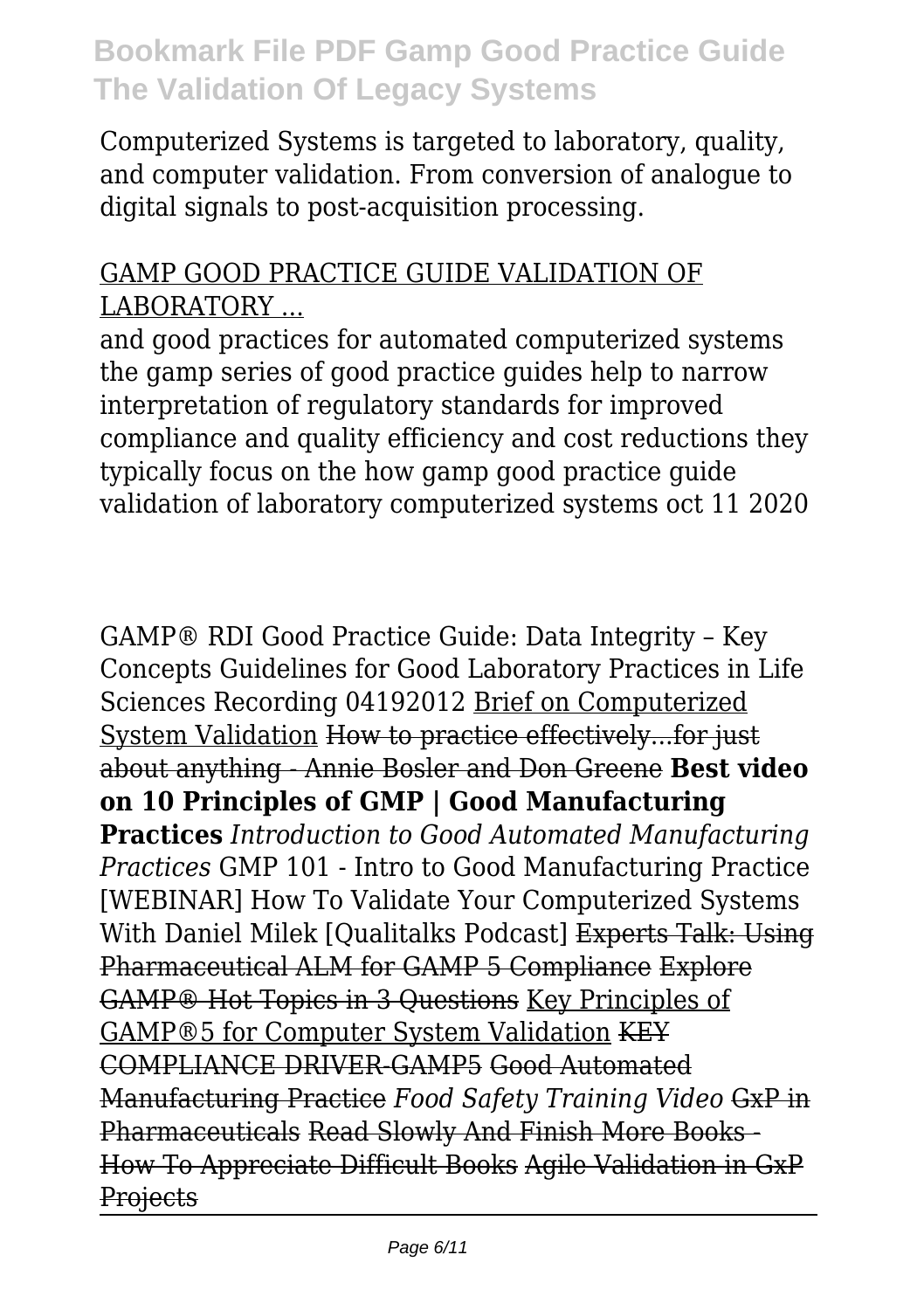Computerized Systems is targeted to laboratory, quality, and computer validation. From conversion of analogue to digital signals to post-acquisition processing.

GAMP GOOD PRACTICE GUIDE VALIDATION OF LABORATORY ...

and good practices for automated computerized systems the gamp series of good practice guides help to narrow interpretation of regulatory standards for improved compliance and quality efficiency and cost reductions they typically focus on the how gamp good practice guide validation of laboratory computerized systems oct 11 2020

GAMP® RDI Good Practice Guide: Data Integrity – Key Concepts Guidelines for Good Laboratory Practices in Life Sciences Recording 04192012 Brief on Computerized System Validation ~~How to practice effectively...for just about anything - Annie Bosler and Don Greene~~ **Best video on 10 Principles of GMP | Good Manufacturing Practices** *Introduction to Good Automated Manufacturing Practices* GMP 101 - Intro to Good Manufacturing Practice [WEBINAR] How To Validate Your Computerized Systems With Daniel Milek [Qualitalks Podcast] ~~Experts Talk: Using Pharmaceutical ALM for GAMP 5 Compliance~~ ~~Explore GAMP® Hot Topics in 3 Questions~~ Key Principles of GAMP®5 for Computer System Validation ~~KEY COMPLIANCE DRIVER-GAMP5~~ ~~Good Automated Manufacturing Practice~~ *Food Safety Training Video* ~~GxP in Pharmaceuticals~~ ~~Read Slowly And Finish More Books - How To Appreciate Difficult Books~~ ~~Agile Validation in GxP Projects~~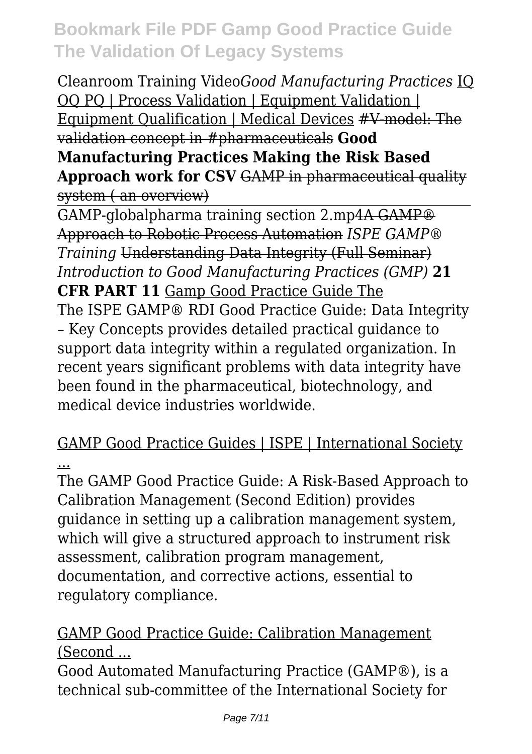Cleanroom Training Video*Good Manufacturing Practices* IQ OQ PQ | Process Validation | Equipment Validation | Equipment Qualification | Medical Devices #V-model: The validation concept in #pharmaceuticals **Good Manufacturing Practices Making the Risk Based Approach work for CSV** GAMP in pharmaceutical quality system ( an overview)

GAMP-globalpharma training section 2.mp4A GAMP® Approach to Robotic Process Automation *ISPE GAMP® Training* Understanding Data Integrity (Full Seminar) *Introduction to Good Manufacturing Practices (GMP)* **21 CFR PART 11** Gamp Good Practice Guide The

The ISPE GAMP® RDI Good Practice Guide: Data Integrity – Key Concepts provides detailed practical guidance to support data integrity within a regulated organization. In recent years significant problems with data integrity have been found in the pharmaceutical, biotechnology, and medical device industries worldwide.

GAMP Good Practice Guides | ISPE | International Society ...

The GAMP Good Practice Guide: A Risk-Based Approach to Calibration Management (Second Edition) provides guidance in setting up a calibration management system, which will give a structured approach to instrument risk assessment, calibration program management, documentation, and corrective actions, essential to regulatory compliance.

GAMP Good Practice Guide: Calibration Management (Second ...

Good Automated Manufacturing Practice (GAMP®), is a technical sub-committee of the International Society for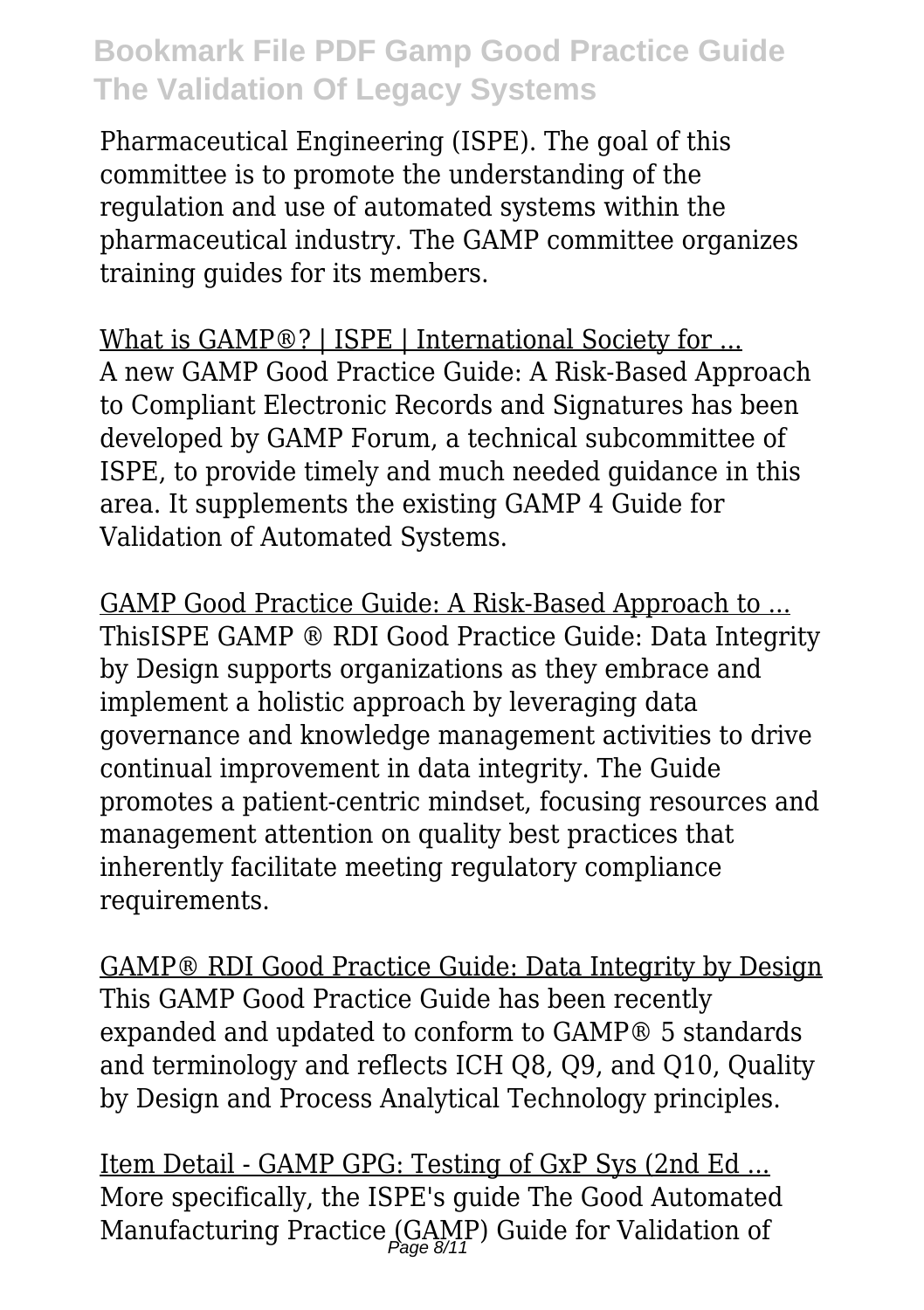Pharmaceutical Engineering (ISPE). The goal of this committee is to promote the understanding of the regulation and use of automated systems within the pharmaceutical industry. The GAMP committee organizes training guides for its members.

What is GAMP®? | ISPE | International Society for ...
A new GAMP Good Practice Guide: A Risk-Based Approach to Compliant Electronic Records and Signatures has been developed by GAMP Forum, a technical subcommittee of ISPE, to provide timely and much needed guidance in this area. It supplements the existing GAMP 4 Guide for Validation of Automated Systems.

GAMP Good Practice Guide: A Risk-Based Approach to ...
ThisISPE GAMP ® RDI Good Practice Guide: Data Integrity by Design supports organizations as they embrace and implement a holistic approach by leveraging data governance and knowledge management activities to drive continual improvement in data integrity. The Guide promotes a patient-centric mindset, focusing resources and management attention on quality best practices that inherently facilitate meeting regulatory compliance requirements.

GAMP® RDI Good Practice Guide: Data Integrity by Design
This GAMP Good Practice Guide has been recently expanded and updated to conform to GAMP® 5 standards and terminology and reflects ICH Q8, Q9, and Q10, Quality by Design and Process Analytical Technology principles.

Item Detail - GAMP GPG: Testing of GxP Sys (2nd Ed ...
More specifically, the ISPE's guide The Good Automated Manufacturing Practice (GAMP) Guide for Validation of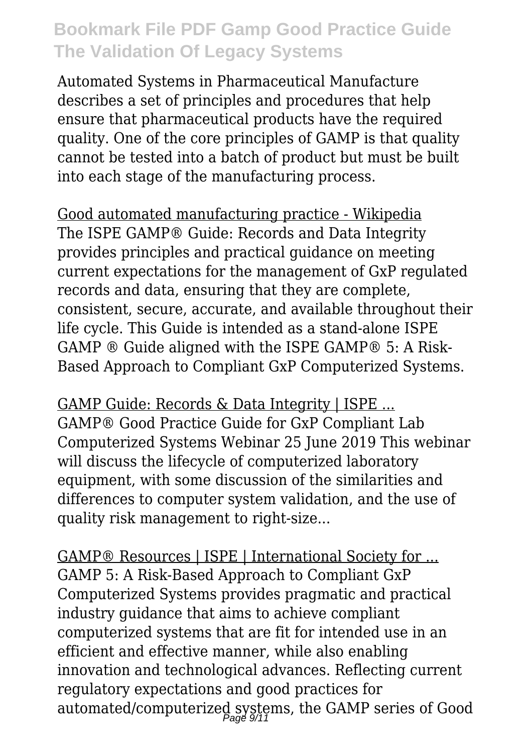Automated Systems in Pharmaceutical Manufacture describes a set of principles and procedures that help ensure that pharmaceutical products have the required quality. One of the core principles of GAMP is that quality cannot be tested into a batch of product but must be built into each stage of the manufacturing process.

Good automated manufacturing practice - Wikipedia
The ISPE GAMP® Guide: Records and Data Integrity provides principles and practical guidance on meeting current expectations for the management of GxP regulated records and data, ensuring that they are complete, consistent, secure, accurate, and available throughout their life cycle. This Guide is intended as a stand-alone ISPE GAMP ® Guide aligned with the ISPE GAMP® 5: A Risk-Based Approach to Compliant GxP Computerized Systems.

GAMP Guide: Records & Data Integrity | ISPE ...
GAMP® Good Practice Guide for GxP Compliant Lab Computerized Systems Webinar 25 June 2019 This webinar will discuss the lifecycle of computerized laboratory equipment, with some discussion of the similarities and differences to computer system validation, and the use of quality risk management to right-size...

GAMP® Resources | ISPE | International Society for ...
GAMP 5: A Risk-Based Approach to Compliant GxP Computerized Systems provides pragmatic and practical industry guidance that aims to achieve compliant computerized systems that are fit for intended use in an efficient and effective manner, while also enabling innovation and technological advances. Reflecting current regulatory expectations and good practices for automated/computerized systems, the GAMP series of Good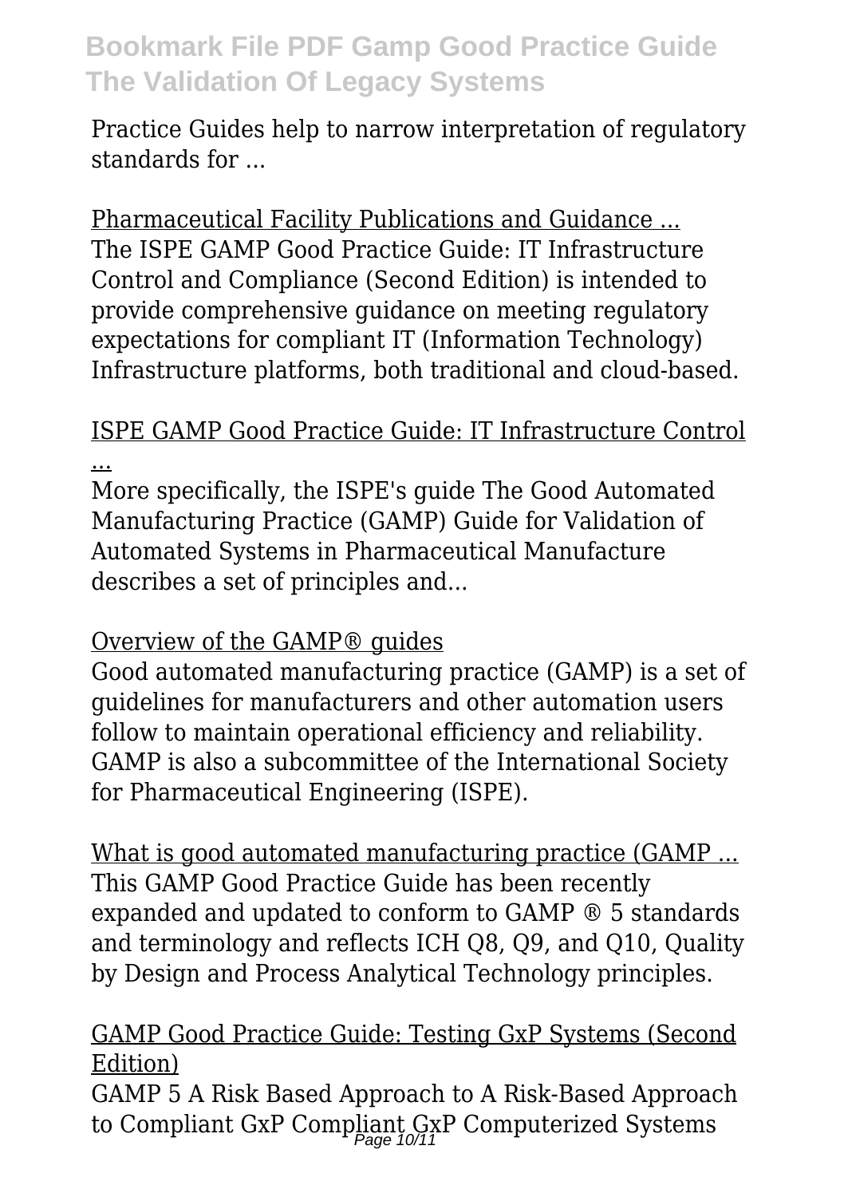Practice Guides help to narrow interpretation of regulatory standards for ...

Pharmaceutical Facility Publications and Guidance ...
The ISPE GAMP Good Practice Guide: IT Infrastructure Control and Compliance (Second Edition) is intended to provide comprehensive guidance on meeting regulatory expectations for compliant IT (Information Technology) Infrastructure platforms, both traditional and cloud-based.

ISPE GAMP Good Practice Guide: IT Infrastructure Control ...
More specifically, the ISPE's guide The Good Automated Manufacturing Practice (GAMP) Guide for Validation of Automated Systems in Pharmaceutical Manufacture describes a set of principles and...

Overview of the GAMP® guides
Good automated manufacturing practice (GAMP) is a set of guidelines for manufacturers and other automation users follow to maintain operational efficiency and reliability. GAMP is also a subcommittee of the International Society for Pharmaceutical Engineering (ISPE).

What is good automated manufacturing practice (GAMP ...
This GAMP Good Practice Guide has been recently expanded and updated to conform to GAMP ® 5 standards and terminology and reflects ICH Q8, Q9, and Q10, Quality by Design and Process Analytical Technology principles.

GAMP Good Practice Guide: Testing GxP Systems (Second Edition)
GAMP 5 A Risk Based Approach to A Risk-Based Approach to Compliant GxP Compliant GxP Computerized Systems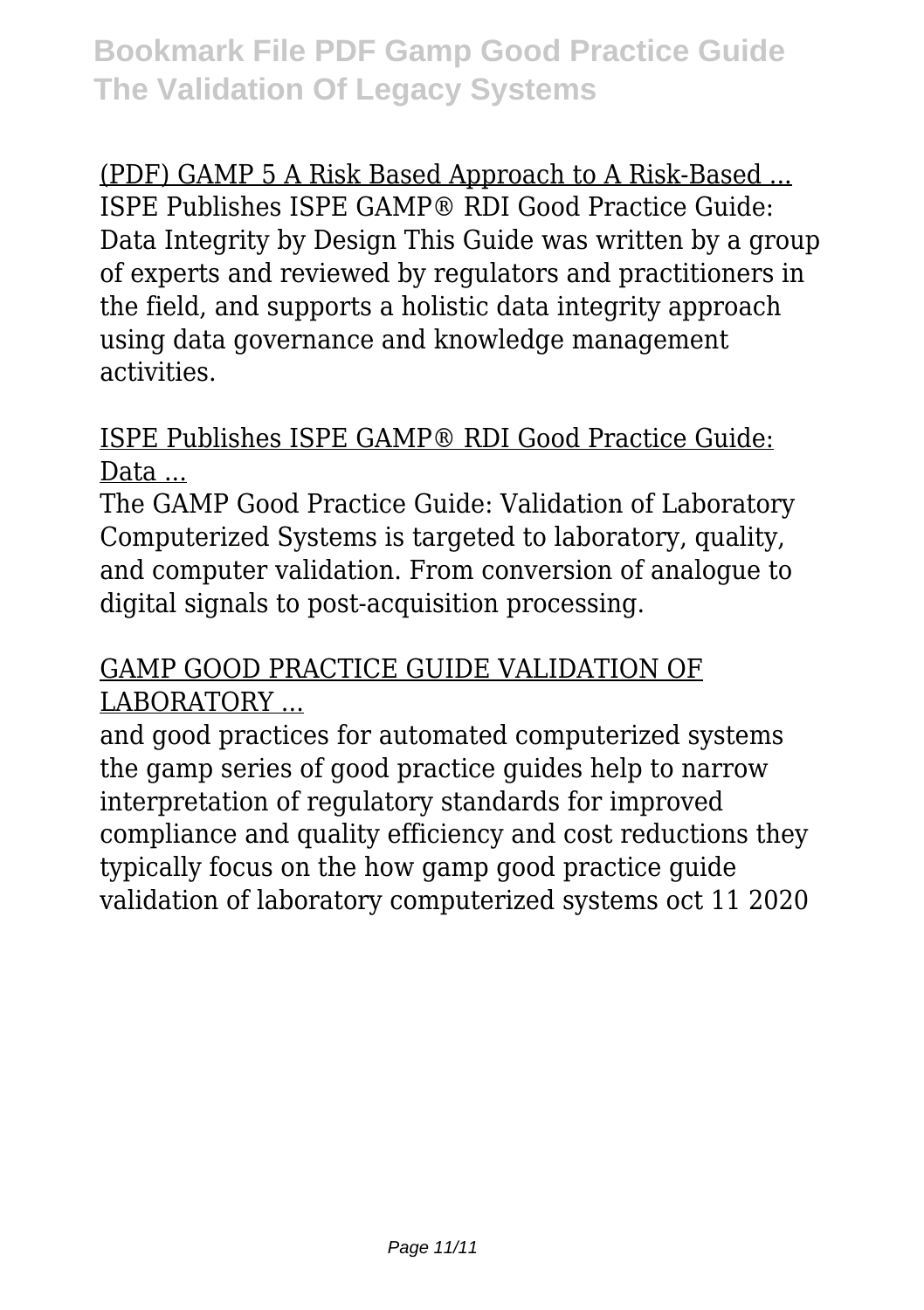(PDF) GAMP 5 A Risk Based Approach to A Risk-Based ...

ISPE Publishes ISPE GAMP® RDI Good Practice Guide: Data Integrity by Design This Guide was written by a group of experts and reviewed by regulators and practitioners in the field, and supports a holistic data integrity approach using data governance and knowledge management activities.

ISPE Publishes ISPE GAMP® RDI Good Practice Guide: Data ...

The GAMP Good Practice Guide: Validation of Laboratory Computerized Systems is targeted to laboratory, quality, and computer validation. From conversion of analogue to digital signals to post-acquisition processing.

GAMP GOOD PRACTICE GUIDE VALIDATION OF LABORATORY ...

and good practices for automated computerized systems the gamp series of good practice guides help to narrow interpretation of regulatory standards for improved compliance and quality efficiency and cost reductions they typically focus on the how gamp good practice guide validation of laboratory computerized systems oct 11 2020